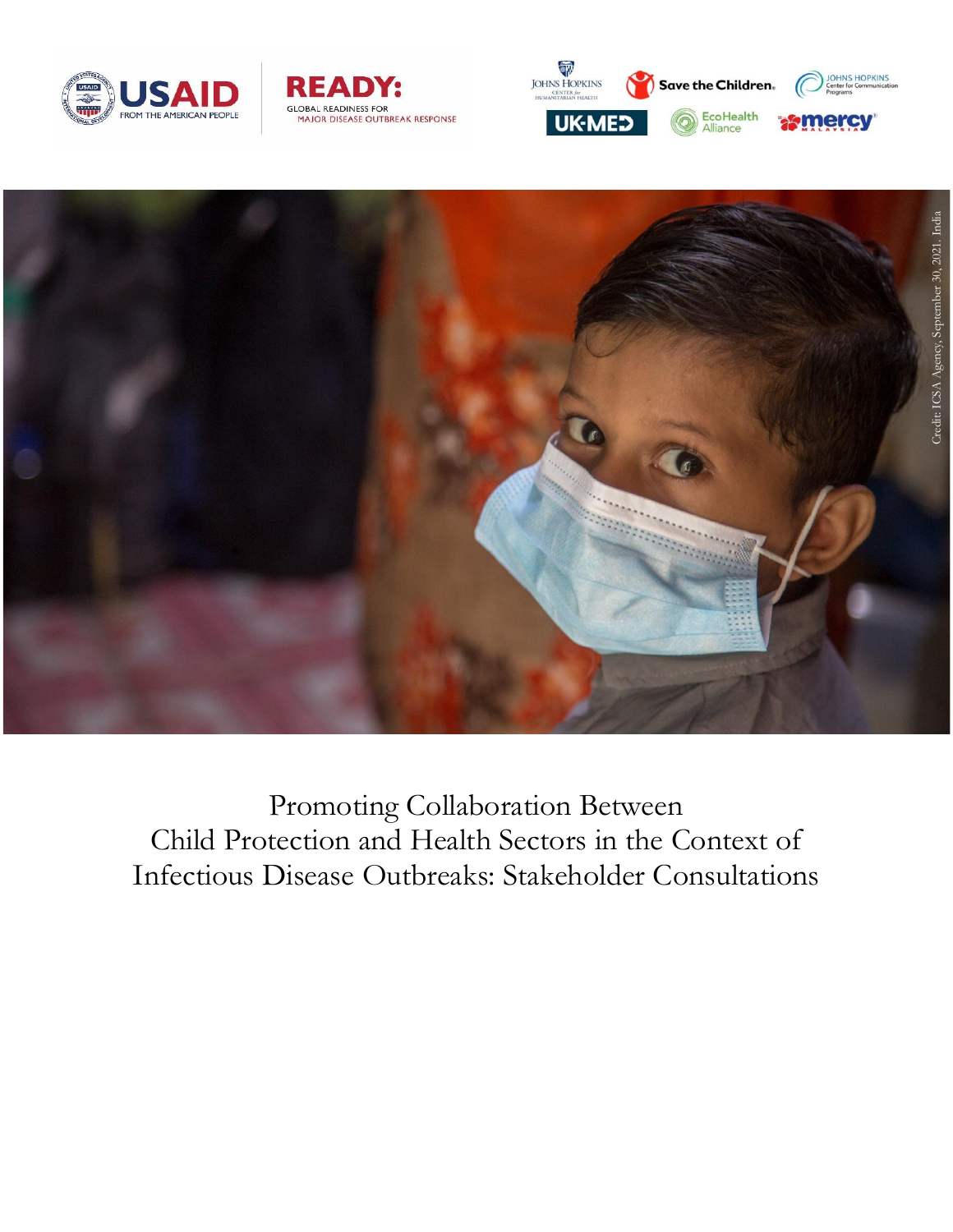Credit: ICSA Agency, September 30, 2021. India

# Promoting Collaboration Between Child Protection and Health Sectors in the Context of Infectious Disease Outbreaks: Stakeholder Consultations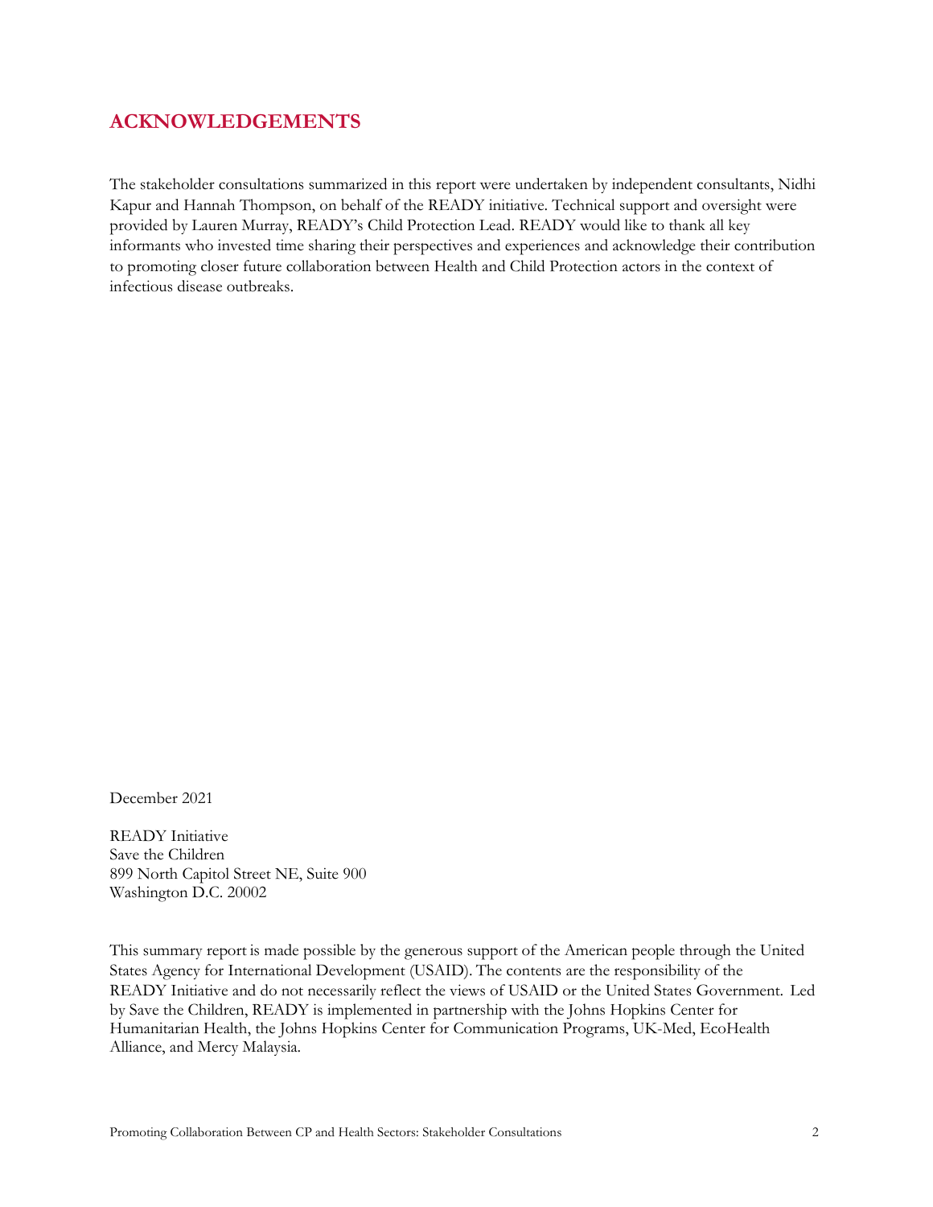# ACKNOWLEDGEMENTS

The stakeholder consultations summarized in this report were undertaken by independent consultants, Nidhi Kapur and Hannah Thompson, on behalf of the READY initiative. Technical support and oversight were provided by Lauren Murray, READY's Child Protection Lead. READY would like to thank all key informants who invested time sharing their perspectives and experiences and acknowledge their contribution to promoting closer future collaboration between Health and Child Protection actors in the context of infectious disease outbreaks.

December 2021

READY Initiative
Save the Children
899 North Capitol Street NE, Suite 900
Washington D.C. 20002

This summary report is made possible by the generous support of the American people through the United States Agency for International Development (USAID). The contents are the responsibility of the READY Initiative and do not necessarily reflect the views of USAID or the United States Government. Led by Save the Children, READY is implemented in partnership with the Johns Hopkins Center for Humanitarian Health, the Johns Hopkins Center for Communication Programs, UK-Med, EcoHealth Alliance, and Mercy Malaysia.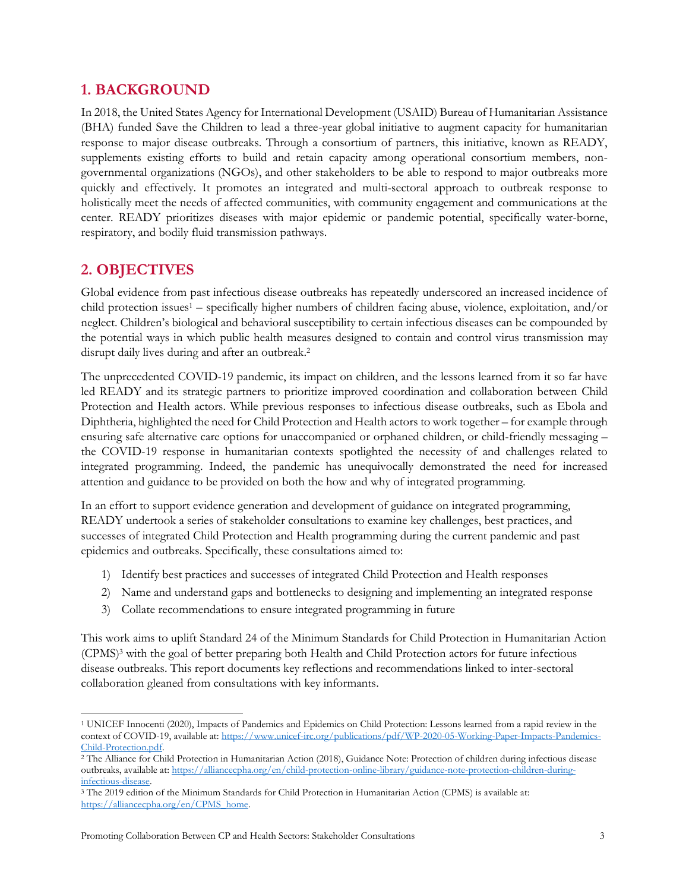## 1. BACKGROUND

In 2018, the United States Agency for International Development (USAID) Bureau of Humanitarian Assistance (BHA) funded Save the Children to lead a three-year global initiative to augment capacity for humanitarian response to major disease outbreaks. Through a consortium of partners, this initiative, known as READY, supplements existing efforts to build and retain capacity among operational consortium members, non-governmental organizations (NGOs), and other stakeholders to be able to respond to major outbreaks more quickly and effectively. It promotes an integrated and multi-sectoral approach to outbreak response to holistically meet the needs of affected communities, with community engagement and communications at the center. READY prioritizes diseases with major epidemic or pandemic potential, specifically water-borne, respiratory, and bodily fluid transmission pathways.

## 2. OBJECTIVES

Global evidence from past infectious disease outbreaks has repeatedly underscored an increased incidence of child protection issues[1] – specifically higher numbers of children facing abuse, violence, exploitation, and/or neglect. Children's biological and behavioral susceptibility to certain infectious diseases can be compounded by the potential ways in which public health measures designed to contain and control virus transmission may disrupt daily lives during and after an outbreak.[2]

The unprecedented COVID-19 pandemic, its impact on children, and the lessons learned from it so far have led READY and its strategic partners to prioritize improved coordination and collaboration between Child Protection and Health actors. While previous responses to infectious disease outbreaks, such as Ebola and Diphtheria, highlighted the need for Child Protection and Health actors to work together – for example through ensuring safe alternative care options for unaccompanied or orphaned children, or child-friendly messaging – the COVID-19 response in humanitarian contexts spotlighted the necessity of and challenges related to integrated programming. Indeed, the pandemic has unequivocally demonstrated the need for increased attention and guidance to be provided on both the how and why of integrated programming.

In an effort to support evidence generation and development of guidance on integrated programming, READY undertook a series of stakeholder consultations to examine key challenges, best practices, and successes of integrated Child Protection and Health programming during the current pandemic and past epidemics and outbreaks. Specifically, these consultations aimed to:

1) Identify best practices and successes of integrated Child Protection and Health responses
2) Name and understand gaps and bottlenecks to designing and implementing an integrated response
3) Collate recommendations to ensure integrated programming in future

This work aims to uplift Standard 24 of the Minimum Standards for Child Protection in Humanitarian Action (CPMS)[3] with the goal of better preparing both Health and Child Protection actors for future infectious disease outbreaks. This report documents key reflections and recommendations linked to inter-sectoral collaboration gleaned from consultations with key informants.

---

[1] UNICEF Innocenti (2020), Impacts of Pandemics and Epidemics on Child Protection: Lessons learned from a rapid review in the context of COVID-19, available at: https://www.unicef-irc.org/publications/pdf/WP-2020-05-Working-Paper-Impacts-Pandemics-Child-Protection.pdf.

[2] The Alliance for Child Protection in Humanitarian Action (2018), Guidance Note: Protection of children during infectious disease outbreaks, available at: https://alliancecpha.org/en/child-protection-online-library/guidance-note-protection-children-during-infectious-disease.

[3] The 2019 edition of the Minimum Standards for Child Protection in Humanitarian Action (CPMS) is available at: https://alliancecpha.org/en/CPMS_home.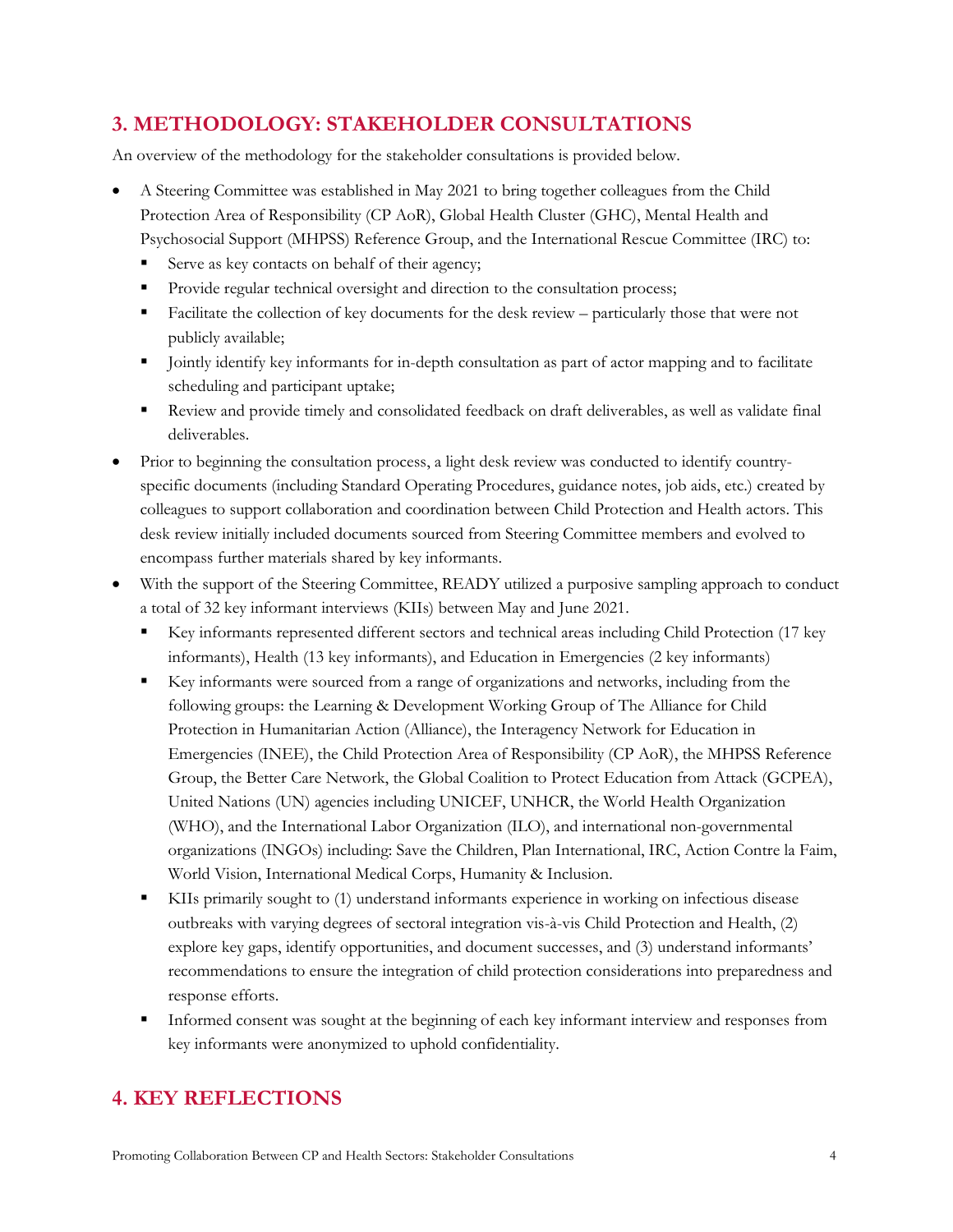## 3. METHODOLOGY: STAKEHOLDER CONSULTATIONS

An overview of the methodology for the stakeholder consultations is provided below.

- A Steering Committee was established in May 2021 to bring together colleagues from the Child Protection Area of Responsibility (CP AoR), Global Health Cluster (GHC), Mental Health and Psychosocial Support (MHPSS) Reference Group, and the International Rescue Committee (IRC) to:
  - Serve as key contacts on behalf of their agency;
  - Provide regular technical oversight and direction to the consultation process;
  - Facilitate the collection of key documents for the desk review – particularly those that were not publicly available;
  - Jointly identify key informants for in-depth consultation as part of actor mapping and to facilitate scheduling and participant uptake;
  - Review and provide timely and consolidated feedback on draft deliverables, as well as validate final deliverables.
- Prior to beginning the consultation process, a light desk review was conducted to identify country-specific documents (including Standard Operating Procedures, guidance notes, job aids, etc.) created by colleagues to support collaboration and coordination between Child Protection and Health actors. This desk review initially included documents sourced from Steering Committee members and evolved to encompass further materials shared by key informants.
- With the support of the Steering Committee, READY utilized a purposive sampling approach to conduct a total of 32 key informant interviews (KIIs) between May and June 2021.
  - Key informants represented different sectors and technical areas including Child Protection (17 key informants), Health (13 key informants), and Education in Emergencies (2 key informants)
  - Key informants were sourced from a range of organizations and networks, including from the following groups: the Learning & Development Working Group of The Alliance for Child Protection in Humanitarian Action (Alliance), the Interagency Network for Education in Emergencies (INEE), the Child Protection Area of Responsibility (CP AoR), the MHPSS Reference Group, the Better Care Network, the Global Coalition to Protect Education from Attack (GCPEA), United Nations (UN) agencies including UNICEF, UNHCR, the World Health Organization (WHO), and the International Labor Organization (ILO), and international non-governmental organizations (INGOs) including: Save the Children, Plan International, IRC, Action Contre la Faim, World Vision, International Medical Corps, Humanity & Inclusion.
  - KIIs primarily sought to (1) understand informants experience in working on infectious disease outbreaks with varying degrees of sectoral integration vis-à-vis Child Protection and Health, (2) explore key gaps, identify opportunities, and document successes, and (3) understand informants' recommendations to ensure the integration of child protection considerations into preparedness and response efforts.
  - Informed consent was sought at the beginning of each key informant interview and responses from key informants were anonymized to uphold confidentiality.

## 4. KEY REFLECTIONS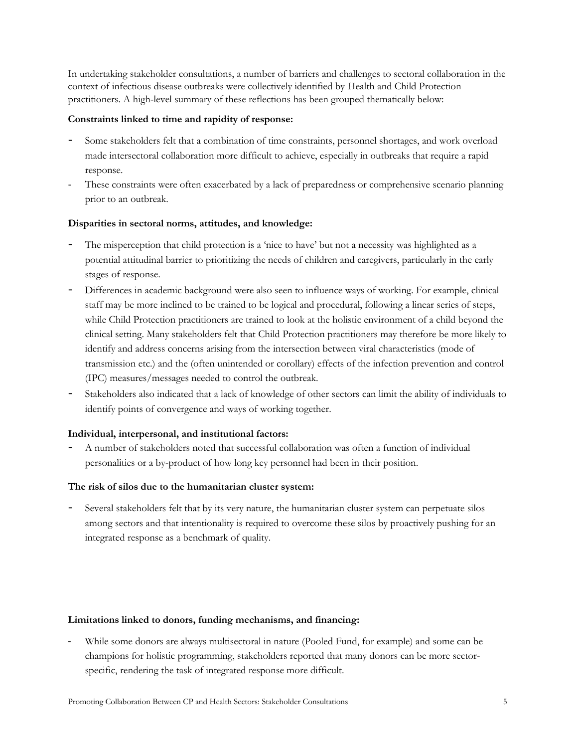In undertaking stakeholder consultations, a number of barriers and challenges to sectoral collaboration in the context of infectious disease outbreaks were collectively identified by Health and Child Protection practitioners. A high-level summary of these reflections has been grouped thematically below:

**Constraints linked to time and rapidity of response:**

- Some stakeholders felt that a combination of time constraints, personnel shortages, and work overload made intersectoral collaboration more difficult to achieve, especially in outbreaks that require a rapid response.
- These constraints were often exacerbated by a lack of preparedness or comprehensive scenario planning prior to an outbreak.

**Disparities in sectoral norms, attitudes, and knowledge:**

- The misperception that child protection is a 'nice to have' but not a necessity was highlighted as a potential attitudinal barrier to prioritizing the needs of children and caregivers, particularly in the early stages of response.
- Differences in academic background were also seen to influence ways of working. For example, clinical staff may be more inclined to be trained to be logical and procedural, following a linear series of steps, while Child Protection practitioners are trained to look at the holistic environment of a child beyond the clinical setting. Many stakeholders felt that Child Protection practitioners may therefore be more likely to identify and address concerns arising from the intersection between viral characteristics (mode of transmission etc.) and the (often unintended or corollary) effects of the infection prevention and control (IPC) measures/messages needed to control the outbreak.
- Stakeholders also indicated that a lack of knowledge of other sectors can limit the ability of individuals to identify points of convergence and ways of working together.

**Individual, interpersonal, and institutional factors:**

- A number of stakeholders noted that successful collaboration was often a function of individual personalities or a by-product of how long key personnel had been in their position.

**The risk of silos due to the humanitarian cluster system:**

- Several stakeholders felt that by its very nature, the humanitarian cluster system can perpetuate silos among sectors and that intentionality is required to overcome these silos by proactively pushing for an integrated response as a benchmark of quality.

**Limitations linked to donors, funding mechanisms, and financing:**

- While some donors are always multisectoral in nature (Pooled Fund, for example) and some can be champions for holistic programming, stakeholders reported that many donors can be more sector-specific, rendering the task of integrated response more difficult.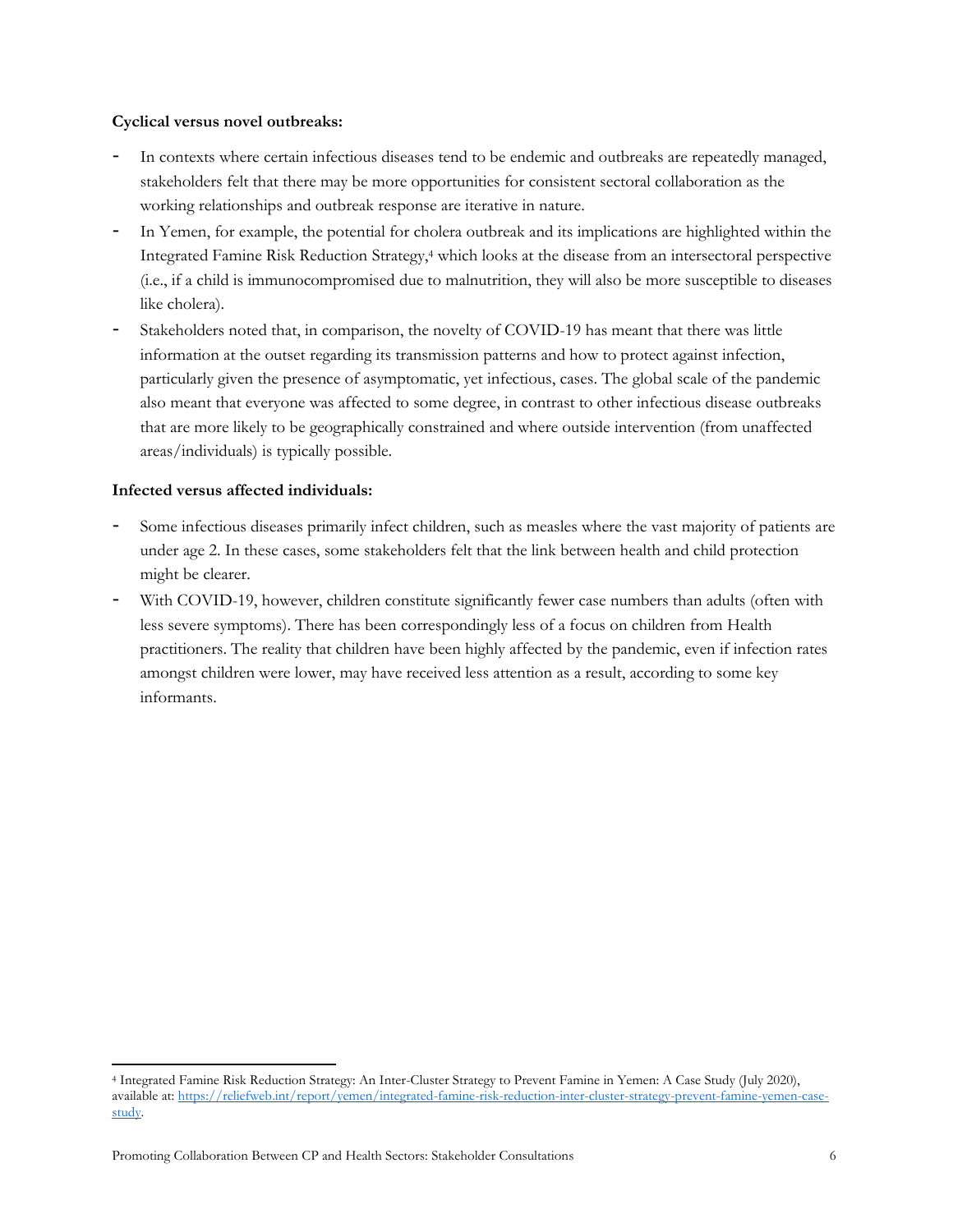**Cyclical versus novel outbreaks:**

- In contexts where certain infectious diseases tend to be endemic and outbreaks are repeatedly managed, stakeholders felt that there may be more opportunities for consistent sectoral collaboration as the working relationships and outbreak response are iterative in nature.
- In Yemen, for example, the potential for cholera outbreak and its implications are highlighted within the Integrated Famine Risk Reduction Strategy,[4] which looks at the disease from an intersectoral perspective (i.e., if a child is immunocompromised due to malnutrition, they will also be more susceptible to diseases like cholera).
- Stakeholders noted that, in comparison, the novelty of COVID-19 has meant that there was little information at the outset regarding its transmission patterns and how to protect against infection, particularly given the presence of asymptomatic, yet infectious, cases. The global scale of the pandemic also meant that everyone was affected to some degree, in contrast to other infectious disease outbreaks that are more likely to be geographically constrained and where outside intervention (from unaffected areas/individuals) is typically possible.

**Infected versus affected individuals:**

- Some infectious diseases primarily infect children, such as measles where the vast majority of patients are under age 2. In these cases, some stakeholders felt that the link between health and child protection might be clearer.
- With COVID-19, however, children constitute significantly fewer case numbers than adults (often with less severe symptoms). There has been correspondingly less of a focus on children from Health practitioners. The reality that children have been highly affected by the pandemic, even if infection rates amongst children were lower, may have received less attention as a result, according to some key informants.

---

[4] Integrated Famine Risk Reduction Strategy: An Inter-Cluster Strategy to Prevent Famine in Yemen: A Case Study (July 2020), available at: https://reliefweb.int/report/yemen/integrated-famine-risk-reduction-inter-cluster-strategy-prevent-famine-yemen-case-study.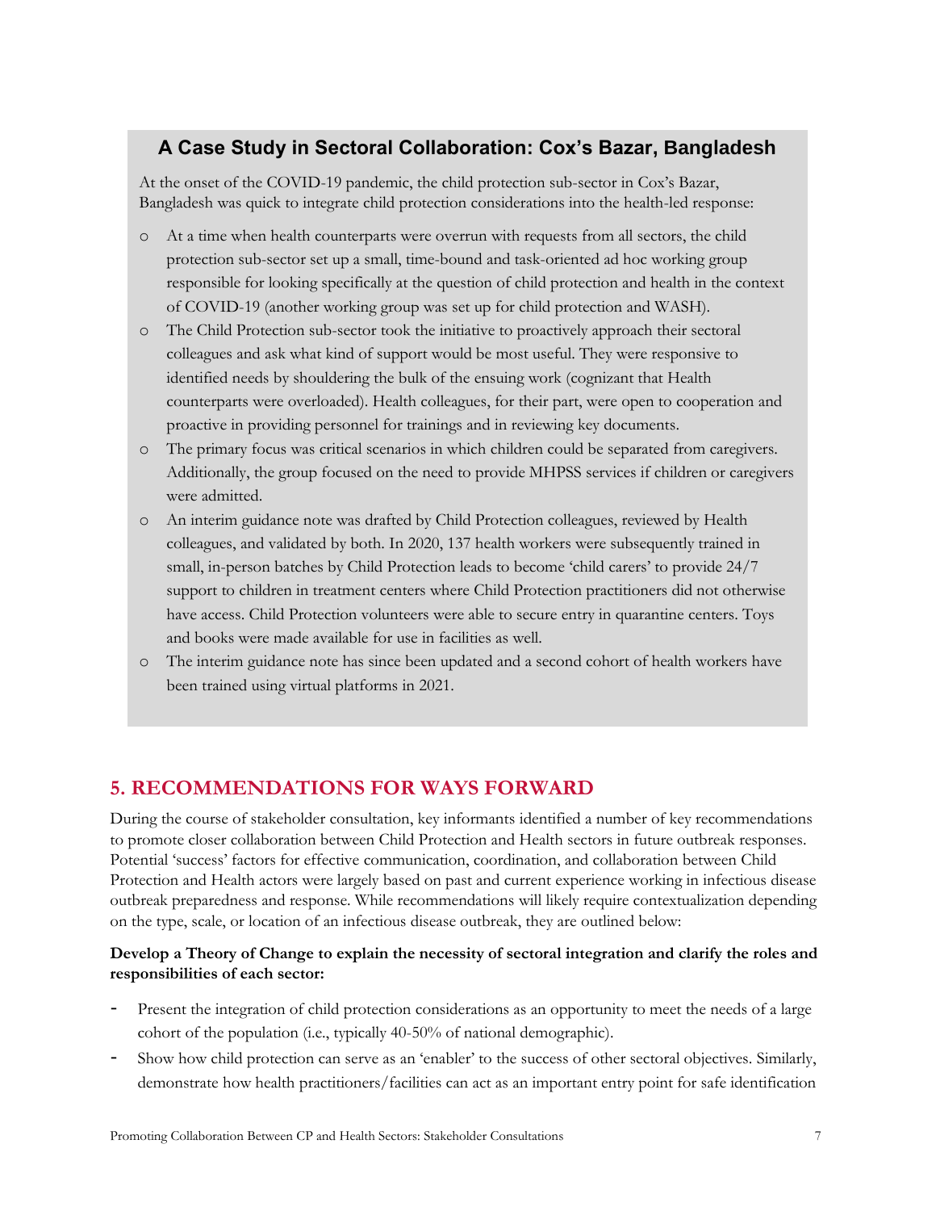### A Case Study in Sectoral Collaboration: Cox's Bazar, Bangladesh

At the onset of the COVID-19 pandemic, the child protection sub-sector in Cox's Bazar, Bangladesh was quick to integrate child protection considerations into the health-led response:

- At a time when health counterparts were overrun with requests from all sectors, the child protection sub-sector set up a small, time-bound and task-oriented ad hoc working group responsible for looking specifically at the question of child protection and health in the context of COVID-19 (another working group was set up for child protection and WASH).
- The Child Protection sub-sector took the initiative to proactively approach their sectoral colleagues and ask what kind of support would be most useful. They were responsive to identified needs by shouldering the bulk of the ensuing work (cognizant that Health counterparts were overloaded). Health colleagues, for their part, were open to cooperation and proactive in providing personnel for trainings and in reviewing key documents.
- The primary focus was critical scenarios in which children could be separated from caregivers. Additionally, the group focused on the need to provide MHPSS services if children or caregivers were admitted.
- An interim guidance note was drafted by Child Protection colleagues, reviewed by Health colleagues, and validated by both. In 2020, 137 health workers were subsequently trained in small, in-person batches by Child Protection leads to become 'child carers' to provide 24/7 support to children in treatment centers where Child Protection practitioners did not otherwise have access. Child Protection volunteers were able to secure entry in quarantine centers. Toys and books were made available for use in facilities as well.
- The interim guidance note has since been updated and a second cohort of health workers have been trained using virtual platforms in 2021.

## 5. RECOMMENDATIONS FOR WAYS FORWARD

During the course of stakeholder consultation, key informants identified a number of key recommendations to promote closer collaboration between Child Protection and Health sectors in future outbreak responses. Potential 'success' factors for effective communication, coordination, and collaboration between Child Protection and Health actors were largely based on past and current experience working in infectious disease outbreak preparedness and response. While recommendations will likely require contextualization depending on the type, scale, or location of an infectious disease outbreak, they are outlined below:

**Develop a Theory of Change to explain the necessity of sectoral integration and clarify the roles and responsibilities of each sector:**

- Present the integration of child protection considerations as an opportunity to meet the needs of a large cohort of the population (i.e., typically 40-50% of national demographic).
- Show how child protection can serve as an 'enabler' to the success of other sectoral objectives. Similarly, demonstrate how health practitioners/facilities can act as an important entry point for safe identification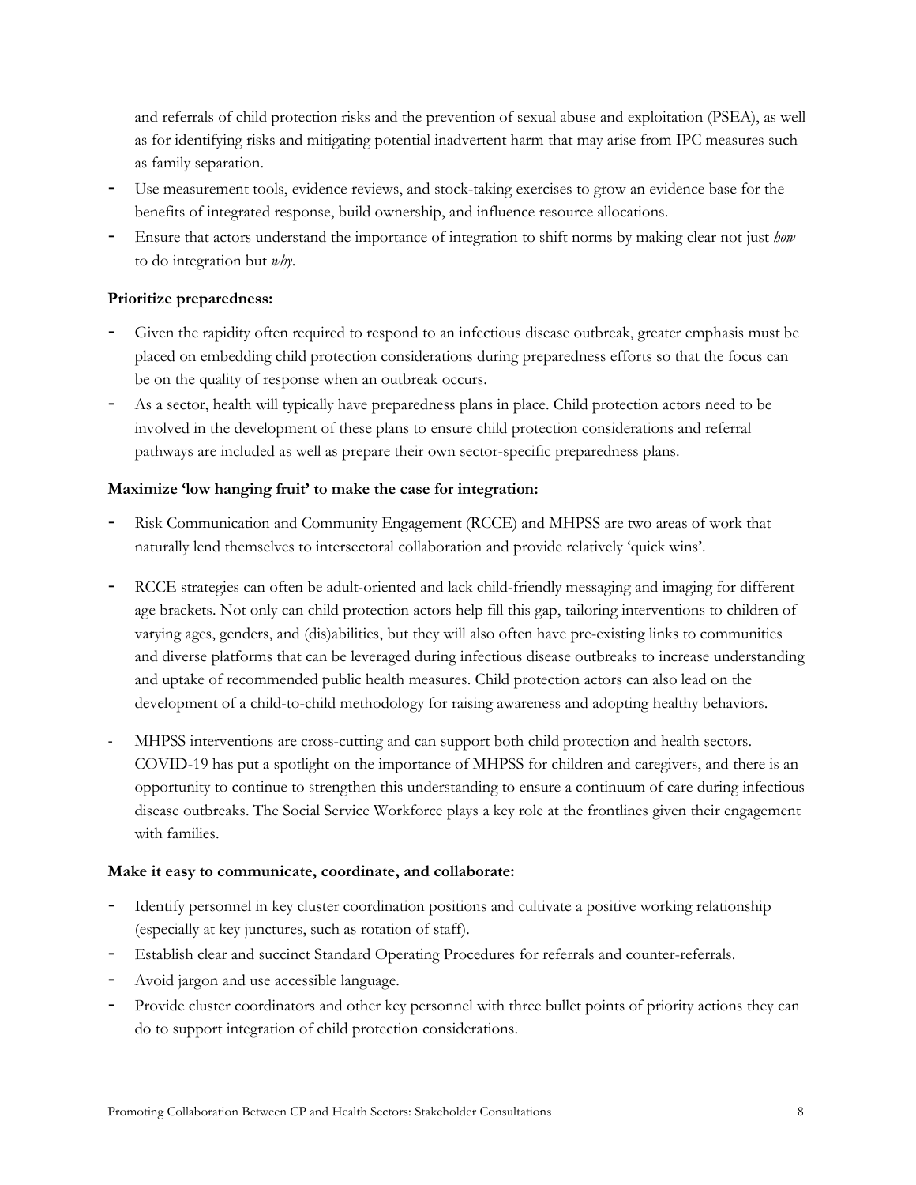and referrals of child protection risks and the prevention of sexual abuse and exploitation (PSEA), as well as for identifying risks and mitigating potential inadvertent harm that may arise from IPC measures such as family separation.

- Use measurement tools, evidence reviews, and stock-taking exercises to grow an evidence base for the benefits of integrated response, build ownership, and influence resource allocations.
- Ensure that actors understand the importance of integration to shift norms by making clear not just *how* to do integration but *why*.

**Prioritize preparedness:**

- Given the rapidity often required to respond to an infectious disease outbreak, greater emphasis must be placed on embedding child protection considerations during preparedness efforts so that the focus can be on the quality of response when an outbreak occurs.
- As a sector, health will typically have preparedness plans in place. Child protection actors need to be involved in the development of these plans to ensure child protection considerations and referral pathways are included as well as prepare their own sector-specific preparedness plans.

**Maximize 'low hanging fruit' to make the case for integration:**

- Risk Communication and Community Engagement (RCCE) and MHPSS are two areas of work that naturally lend themselves to intersectoral collaboration and provide relatively 'quick wins'.
- RCCE strategies can often be adult-oriented and lack child-friendly messaging and imaging for different age brackets. Not only can child protection actors help fill this gap, tailoring interventions to children of varying ages, genders, and (dis)abilities, but they will also often have pre-existing links to communities and diverse platforms that can be leveraged during infectious disease outbreaks to increase understanding and uptake of recommended public health measures. Child protection actors can also lead on the development of a child-to-child methodology for raising awareness and adopting healthy behaviors.
- MHPSS interventions are cross-cutting and can support both child protection and health sectors. COVID-19 has put a spotlight on the importance of MHPSS for children and caregivers, and there is an opportunity to continue to strengthen this understanding to ensure a continuum of care during infectious disease outbreaks. The Social Service Workforce plays a key role at the frontlines given their engagement with families.

**Make it easy to communicate, coordinate, and collaborate:**

- Identify personnel in key cluster coordination positions and cultivate a positive working relationship (especially at key junctures, such as rotation of staff).
- Establish clear and succinct Standard Operating Procedures for referrals and counter-referrals.
- Avoid jargon and use accessible language.
- Provide cluster coordinators and other key personnel with three bullet points of priority actions they can do to support integration of child protection considerations.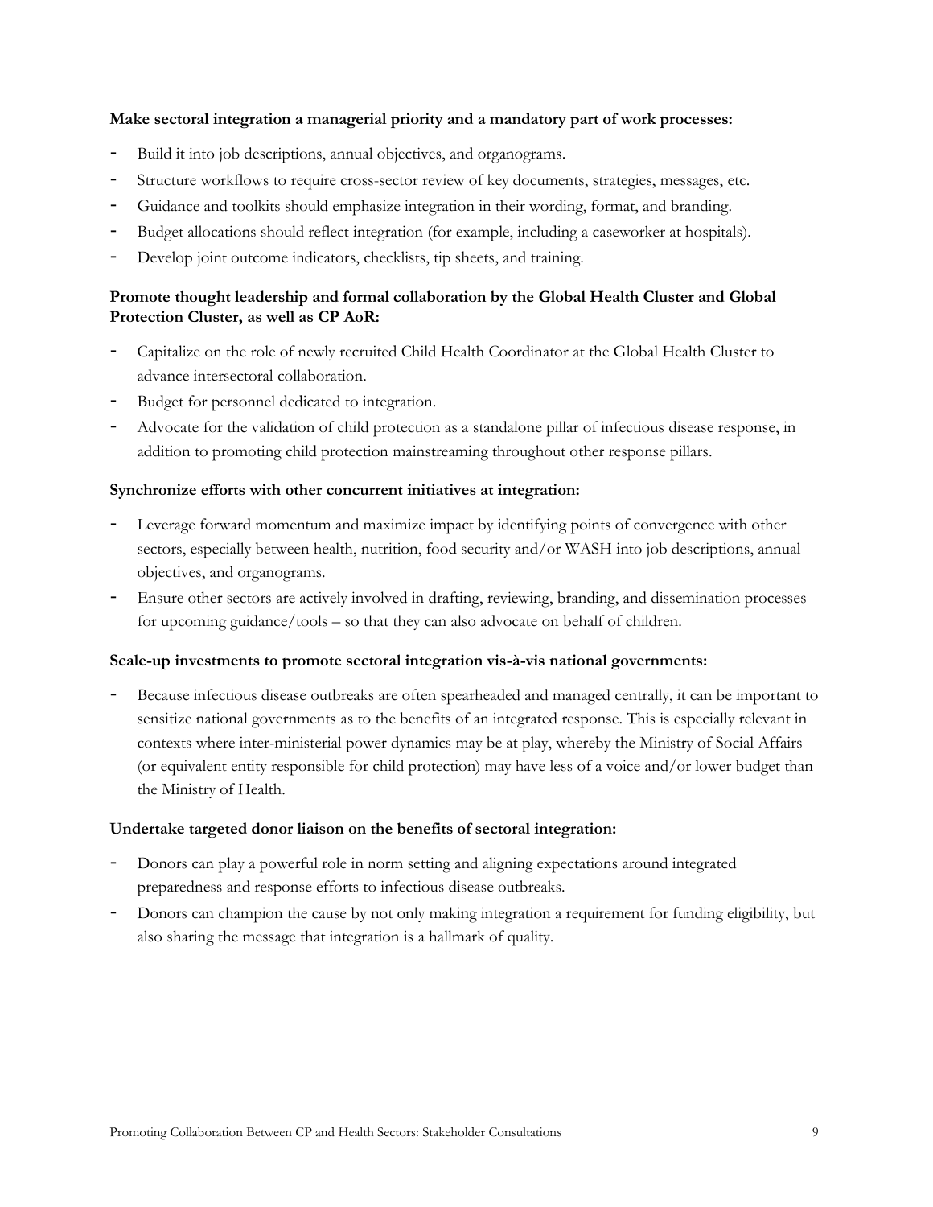**Make sectoral integration a managerial priority and a mandatory part of work processes:**

- Build it into job descriptions, annual objectives, and organograms.
- Structure workflows to require cross-sector review of key documents, strategies, messages, etc.
- Guidance and toolkits should emphasize integration in their wording, format, and branding.
- Budget allocations should reflect integration (for example, including a caseworker at hospitals).
- Develop joint outcome indicators, checklists, tip sheets, and training.

**Promote thought leadership and formal collaboration by the Global Health Cluster and Global Protection Cluster, as well as CP AoR:**

- Capitalize on the role of newly recruited Child Health Coordinator at the Global Health Cluster to advance intersectoral collaboration.
- Budget for personnel dedicated to integration.
- Advocate for the validation of child protection as a standalone pillar of infectious disease response, in addition to promoting child protection mainstreaming throughout other response pillars.

**Synchronize efforts with other concurrent initiatives at integration:**

- Leverage forward momentum and maximize impact by identifying points of convergence with other sectors, especially between health, nutrition, food security and/or WASH into job descriptions, annual objectives, and organograms.
- Ensure other sectors are actively involved in drafting, reviewing, branding, and dissemination processes for upcoming guidance/tools – so that they can also advocate on behalf of children.

**Scale-up investments to promote sectoral integration vis-à-vis national governments:**

- Because infectious disease outbreaks are often spearheaded and managed centrally, it can be important to sensitize national governments as to the benefits of an integrated response. This is especially relevant in contexts where inter-ministerial power dynamics may be at play, whereby the Ministry of Social Affairs (or equivalent entity responsible for child protection) may have less of a voice and/or lower budget than the Ministry of Health.

**Undertake targeted donor liaison on the benefits of sectoral integration:**

- Donors can play a powerful role in norm setting and aligning expectations around integrated preparedness and response efforts to infectious disease outbreaks.
- Donors can champion the cause by not only making integration a requirement for funding eligibility, but also sharing the message that integration is a hallmark of quality.